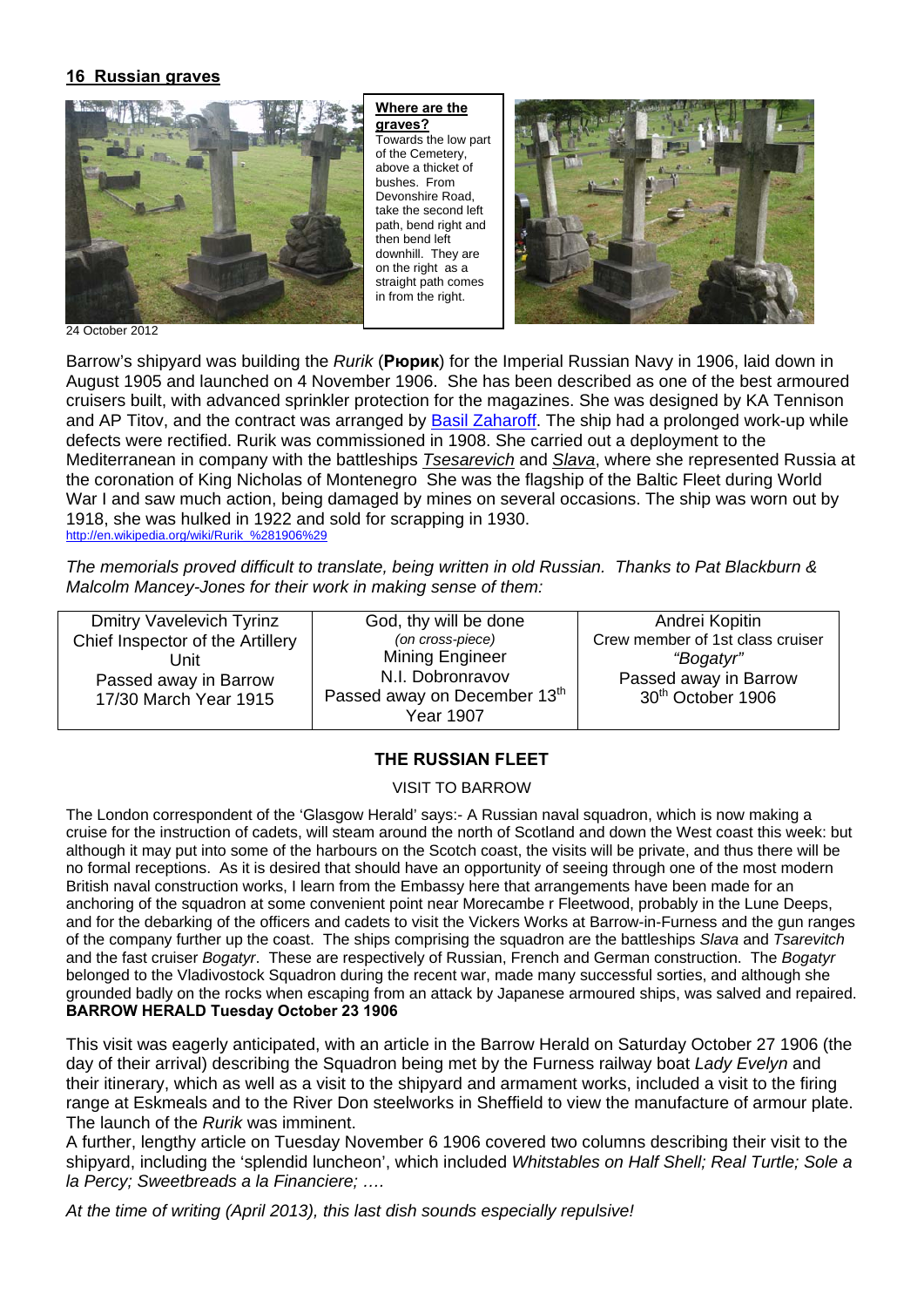## 16 Russian graves

**Where are the graves?**
Towards the low part of the Cemetery, above a thicket of bushes. From Devonshire Road, take the second left path, bend right and then bend left downhill. They are on the right as a straight path comes in from the right.

24 October 2012

Barrow's shipyard was building the *Rurik* (**Рюрик**) for the Imperial Russian Navy in 1906, laid down in August 1905 and launched on 4 November 1906. She has been described as one of the best armoured cruisers built, with advanced sprinkler protection for the magazines. She was designed by KA Tennison and AP Titov, and the contract was arranged by Basil Zaharoff. The ship had a prolonged work-up while defects were rectified. Rurik was commissioned in 1908. She carried out a deployment to the Mediterranean in company with the battleships *Tsesarevich* and *Slava*, where she represented Russia at the coronation of King Nicholas of Montenegro She was the flagship of the Baltic Fleet during World War I and saw much action, being damaged by mines on several occasions. The ship was worn out by 1918, she was hulked in 1922 and sold for scrapping in 1930.
http://en.wikipedia.org/wiki/Rurik_%281906%29

*The memorials proved difficult to translate, being written in old Russian. Thanks to Pat Blackburn & Malcolm Mancey-Jones for their work in making sense of them:*

| Dmitry Vavelevich Tyrinz<br>Chief Inspector of the Artillery Unit<br>Passed away in Barrow<br>17/30 March Year 1915 | God, thy will be done<br>*(on cross-piece)*<br>Mining Engineer<br>N.I. Dobronravov<br>Passed away on December 13th Year 1907 | Andrei Kopitin<br>Crew member of 1st class cruiser *"Bogatyr"*<br>Passed away in Barrow<br>30th October 1906 |
|---|---|---|

**THE RUSSIAN FLEET**

VISIT TO BARROW

The London correspondent of the 'Glasgow Herald' says:- A Russian naval squadron, which is now making a cruise for the instruction of cadets, will steam around the north of Scotland and down the West coast this week: but although it may put into some of the harbours on the Scotch coast, the visits will be private, and thus there will be no formal receptions. As it is desired that should have an opportunity of seeing through one of the most modern British naval construction works, I learn from the Embassy here that arrangements have been made for an anchoring of the squadron at some convenient point near Morecambe r Fleetwood, probably in the Lune Deeps, and for the debarking of the officers and cadets to visit the Vickers Works at Barrow-in-Furness and the gun ranges of the company further up the coast. The ships comprising the squadron are the battleships *Slava* and *Tsarevitch* and the fast cruiser *Bogatyr*. These are respectively of Russian, French and German construction. The *Bogatyr* belonged to the Vladivostock Squadron during the recent war, made many successful sorties, and although she grounded badly on the rocks when escaping from an attack by Japanese armoured ships, was salved and repaired.
**BARROW HERALD Tuesday October 23 1906**

This visit was eagerly anticipated, with an article in the Barrow Herald on Saturday October 27 1906 (the day of their arrival) describing the Squadron being met by the Furness railway boat *Lady Evelyn* and their itinerary, which as well as a visit to the shipyard and armament works, included a visit to the firing range at Eskmeals and to the River Don steelworks in Sheffield to view the manufacture of armour plate. The launch of the *Rurik* was imminent.
A further, lengthy article on Tuesday November 6 1906 covered two columns describing their visit to the shipyard, including the 'splendid luncheon', which included *Whitstables on Half Shell; Real Turtle; Sole a la Percy; Sweetbreads a la Financiere; ….*

*At the time of writing (April 2013), this last dish sounds especially repulsive!*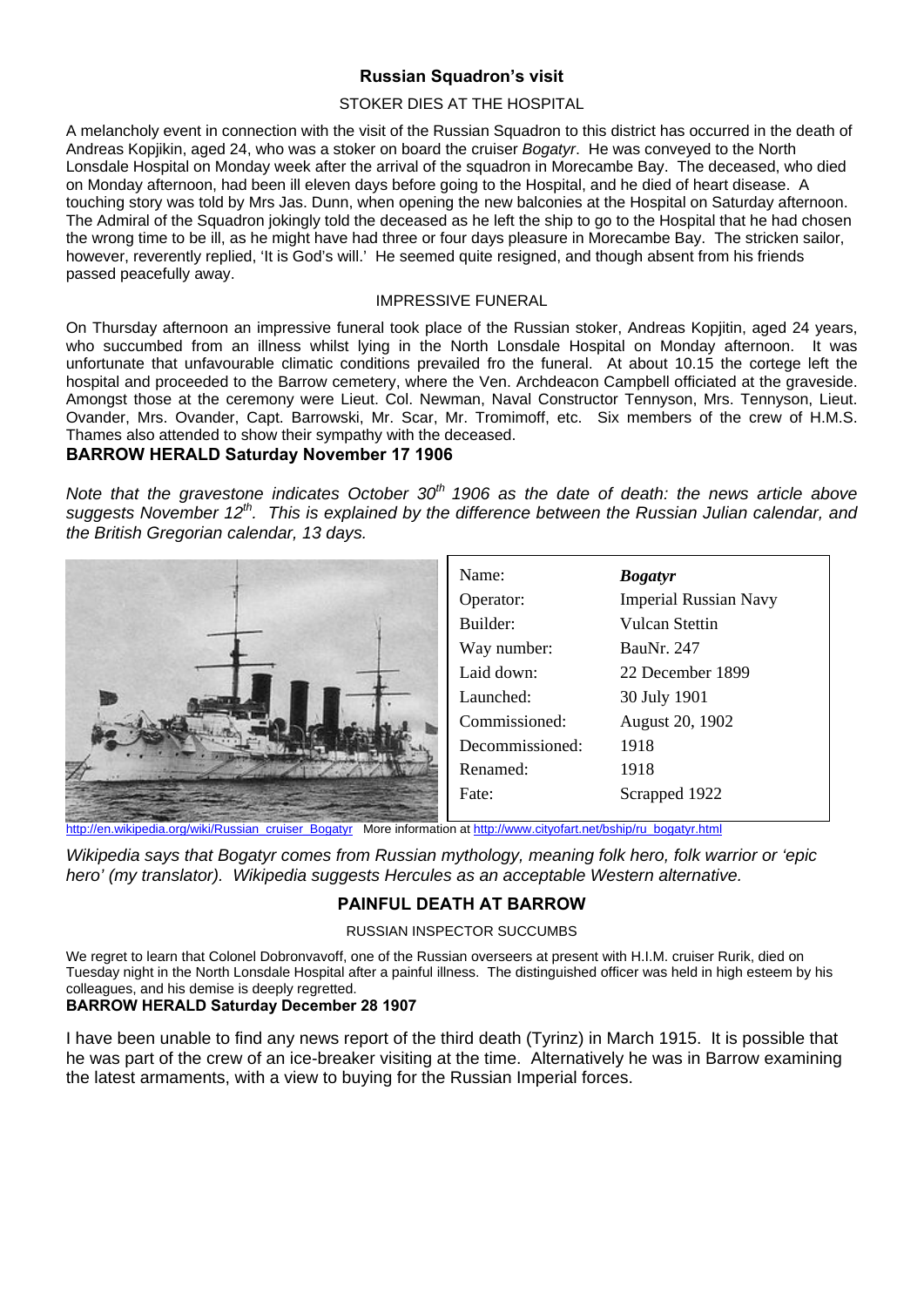### Russian Squadron's visit

STOKER DIES AT THE HOSPITAL

A melancholy event in connection with the visit of the Russian Squadron to this district has occurred in the death of Andreas Kopjikin, aged 24, who was a stoker on board the cruiser *Bogatyr*. He was conveyed to the North Lonsdale Hospital on Monday week after the arrival of the squadron in Morecambe Bay. The deceased, who died on Monday afternoon, had been ill eleven days before going to the Hospital, and he died of heart disease. A touching story was told by Mrs Jas. Dunn, when opening the new balconies at the Hospital on Saturday afternoon. The Admiral of the Squadron jokingly told the deceased as he left the ship to go to the Hospital that he had chosen the wrong time to be ill, as he might have had three or four days pleasure in Morecambe Bay. The stricken sailor, however, reverently replied, 'It is God's will.' He seemed quite resigned, and though absent from his friends passed peacefully away.

IMPRESSIVE FUNERAL

On Thursday afternoon an impressive funeral took place of the Russian stoker, Andreas Kopjitin, aged 24 years, who succumbed from an illness whilst lying in the North Lonsdale Hospital on Monday afternoon. It was unfortunate that unfavourable climatic conditions prevailed fro the funeral. At about 10.15 the cortege left the hospital and proceeded to the Barrow cemetery, where the Ven. Archdeacon Campbell officiated at the graveside. Amongst those at the ceremony were Lieut. Col. Newman, Naval Constructor Tennyson, Mrs. Tennyson, Lieut. Ovander, Mrs. Ovander, Capt. Barrowski, Mr. Scar, Mr. Tromimoff, etc. Six members of the crew of H.M.S. Thames also attended to show their sympathy with the deceased.

**BARROW HERALD Saturday November 17 1906**

*Note that the gravestone indicates October 30th 1906 as the date of death: the news article above suggests November 12th. This is explained by the difference between the Russian Julian calendar, and the British Gregorian calendar, 13 days.*

| | |
|---|---|
| Name: | ***Bogatyr*** |
| Operator: | Imperial Russian Navy |
| Builder: | Vulcan Stettin |
| Way number: | BauNr. 247 |
| Laid down: | 22 December 1899 |
| Launched: | 30 July 1901 |
| Commissioned: | August 20, 1902 |
| Decommissioned: | 1918 |
| Renamed: | 1918 |
| Fate: | Scrapped 1922 |

http://en.wikipedia.org/wiki/Russian_cruiser_Bogatyr More information at http://www.cityofart.net/bship/ru_bogatyr.html

*Wikipedia says that Bogatyr comes from Russian mythology, meaning folk hero, folk warrior or 'epic hero' (my translator). Wikipedia suggests Hercules as an acceptable Western alternative.*

### PAINFUL DEATH AT BARROW

RUSSIAN INSPECTOR SUCCUMBS

We regret to learn that Colonel Dobronvavoff, one of the Russian overseers at present with H.I.M. cruiser Rurik, died on Tuesday night in the North Lonsdale Hospital after a painful illness. The distinguished officer was held in high esteem by his colleagues, and his demise is deeply regretted.

**BARROW HERALD Saturday December 28 1907**

I have been unable to find any news report of the third death (Tyrinz) in March 1915. It is possible that he was part of the crew of an ice-breaker visiting at the time. Alternatively he was in Barrow examining the latest armaments, with a view to buying for the Russian Imperial forces.